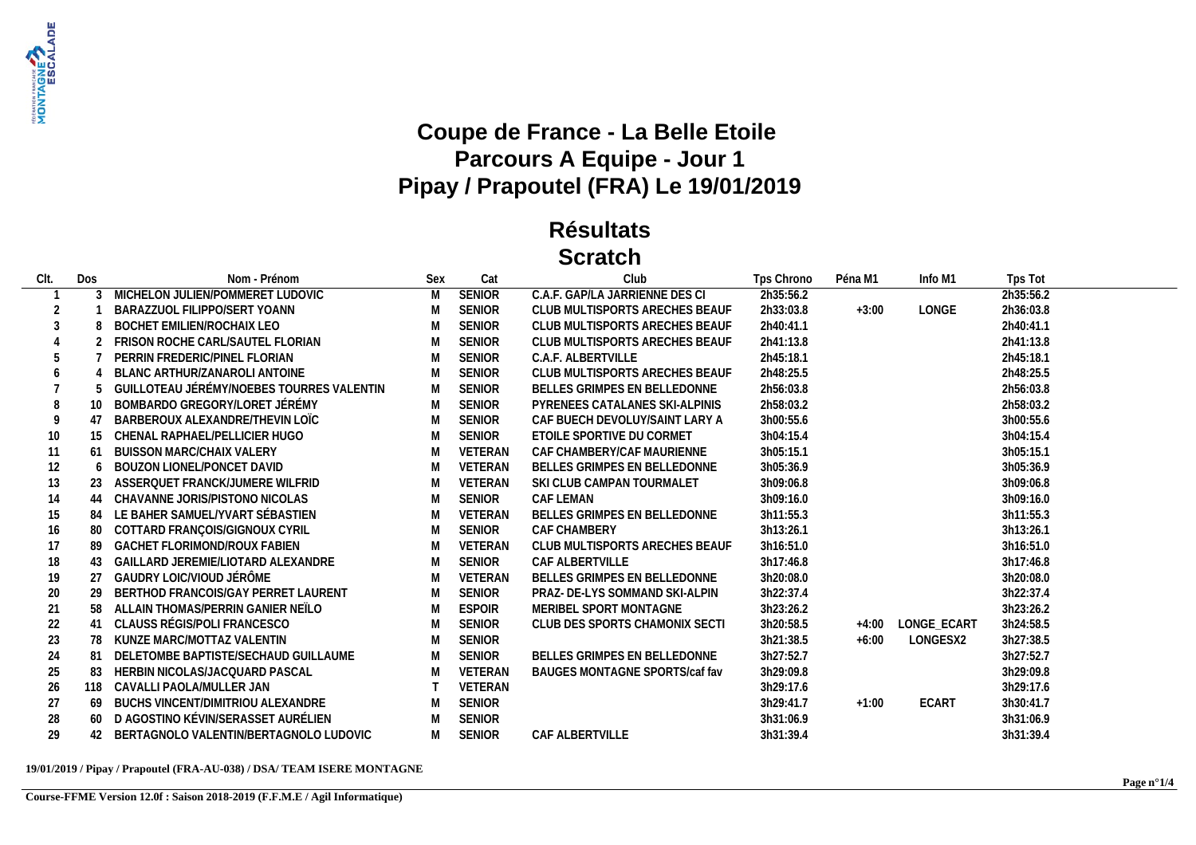# Coupe de France - La Belle Etoile
# Parcours A Equipe - Jour 1
# Pipay / Prapoutel (FRA) Le 19/01/2019

## Résultats
## Scratch

| Clt. | Dos | Nom - Prénom | Sex | Cat | Club | Tps Chrono | Péna M1 | Info M1 | Tps Tot |
|---|---|---|---|---|---|---|---|---|---|
| 1 | 3 | MICHELON JULIEN/POMMERET LUDOVIC | M | SENIOR | C.A.F. GAP/LA JARRIENNE DES CI | 2h35:56.2 | | | 2h35:56.2 |
| 2 | 1 | BARAZZUOL FILIPPO/SERT YOANN | M | SENIOR | CLUB MULTISPORTS ARECHES BEAUF | 2h33:03.8 | +3:00 | LONGE | 2h36:03.8 |
| 3 | 8 | BOCHET EMILIEN/ROCHAIX LEO | M | SENIOR | CLUB MULTISPORTS ARECHES BEAUF | 2h40:41.1 | | | 2h40:41.1 |
| 4 | 2 | FRISON ROCHE CARL/SAUTEL FLORIAN | M | SENIOR | CLUB MULTISPORTS ARECHES BEAUF | 2h41:13.8 | | | 2h41:13.8 |
| 5 | 7 | PERRIN FREDERIC/PINEL FLORIAN | M | SENIOR | C.A.F. ALBERTVILLE | 2h45:18.1 | | | 2h45:18.1 |
| 6 | 4 | BLANC ARTHUR/ZANAROLI ANTOINE | M | SENIOR | CLUB MULTISPORTS ARECHES BEAUF | 2h48:25.5 | | | 2h48:25.5 |
| 7 | 5 | GUILLOTEAU JÉRÉMY/NOEBES TOURRES VALENTIN | M | SENIOR | BELLES GRIMPES EN BELLEDONNE | 2h56:03.8 | | | 2h56:03.8 |
| 8 | 10 | BOMBARDO GREGORY/LORET JÉRÉMY | M | SENIOR | PYRENEES CATALANES SKI-ALPINIS | 2h58:03.2 | | | 2h58:03.2 |
| 9 | 47 | BARBEROUX ALEXANDRE/THEVIN LOÏC | M | SENIOR | CAF BUECH DEVOLUY/SAINT LARY A | 3h00:55.6 | | | 3h00:55.6 |
| 10 | 15 | CHENAL RAPHAEL/PELLICIER HUGO | M | SENIOR | ETOILE SPORTIVE DU CORMET | 3h04:15.4 | | | 3h04:15.4 |
| 11 | 61 | BUISSON MARC/CHAIX VALERY | M | VETERAN | CAF CHAMBERY/CAF MAURIENNE | 3h05:15.1 | | | 3h05:15.1 |
| 12 | 6 | BOUZON LIONEL/PONCET DAVID | M | VETERAN | BELLES GRIMPES EN BELLEDONNE | 3h05:36.9 | | | 3h05:36.9 |
| 13 | 23 | ASSERQUET FRANCK/JUMERE WILFRID | M | VETERAN | SKI CLUB CAMPAN TOURMALET | 3h09:06.8 | | | 3h09:06.8 |
| 14 | 44 | CHAVANNE JORIS/PISTONO NICOLAS | M | SENIOR | CAF LEMAN | 3h09:16.0 | | | 3h09:16.0 |
| 15 | 84 | LE BAHER SAMUEL/YVART SÉBASTIEN | M | VETERAN | BELLES GRIMPES EN BELLEDONNE | 3h11:55.3 | | | 3h11:55.3 |
| 16 | 80 | COTTARD FRANÇOIS/GIGNOUX CYRIL | M | SENIOR | CAF CHAMBERY | 3h13:26.1 | | | 3h13:26.1 |
| 17 | 89 | GACHET FLORIMOND/ROUX FABIEN | M | VETERAN | CLUB MULTISPORTS ARECHES BEAUF | 3h16:51.0 | | | 3h16:51.0 |
| 18 | 43 | GAILLARD JEREMIE/LIOTARD ALEXANDRE | M | SENIOR | CAF ALBERTVILLE | 3h17:46.8 | | | 3h17:46.8 |
| 19 | 27 | GAUDRY LOIC/VIOUD JÉRÔME | M | VETERAN | BELLES GRIMPES EN BELLEDONNE | 3h20:08.0 | | | 3h20:08.0 |
| 20 | 29 | BERTHOD FRANCOIS/GAY PERRET LAURENT | M | SENIOR | PRAZ- DE-LYS SOMMAND SKI-ALPIN | 3h22:37.4 | | | 3h22:37.4 |
| 21 | 58 | ALLAIN THOMAS/PERRIN GANIER NEÏLO | M | ESPOIR | MERIBEL SPORT MONTAGNE | 3h23:26.2 | | | 3h23:26.2 |
| 22 | 41 | CLAUSS RÉGIS/POLI FRANCESCO | M | SENIOR | CLUB DES SPORTS CHAMONIX SECTI | 3h20:58.5 | +4:00 | LONGE_ECART | 3h24:58.5 |
| 23 | 78 | KUNZE MARC/MOTTAZ VALENTIN | M | SENIOR | | 3h21:38.5 | +6:00 | LONGESX2 | 3h27:38.5 |
| 24 | 81 | DELETOMBE BAPTISTE/SECHAUD GUILLAUME | M | SENIOR | BELLES GRIMPES EN BELLEDONNE | 3h27:52.7 | | | 3h27:52.7 |
| 25 | 83 | HERBIN NICOLAS/JACQUARD PASCAL | M | VETERAN | BAUGES MONTAGNE SPORTS/caf fav | 3h29:09.8 | | | 3h29:09.8 |
| 26 | 118 | CAVALLI PAOLA/MULLER JAN | T | VETERAN | | 3h29:17.6 | | | 3h29:17.6 |
| 27 | 69 | BUCHS VINCENT/DIMITRIOU ALEXANDRE | M | SENIOR | | 3h29:41.7 | +1:00 | ECART | 3h30:41.7 |
| 28 | 60 | D AGOSTINO KÉVIN/SERASSET AURÉLIEN | M | SENIOR | | 3h31:06.9 | | | 3h31:06.9 |
| 29 | 42 | BERTAGNOLO VALENTIN/BERTAGNOLO LUDOVIC | M | SENIOR | CAF ALBERTVILLE | 3h31:39.4 | | | 3h31:39.4 |

**19/01/2019 / Pipay / Prapoutel (FRA-AU-038) / DSA/ TEAM ISERE MONTAGNE**

**Course-FFME Version 12.0f : Saison 2018-2019 (F.F.M.E / Agil Informatique)**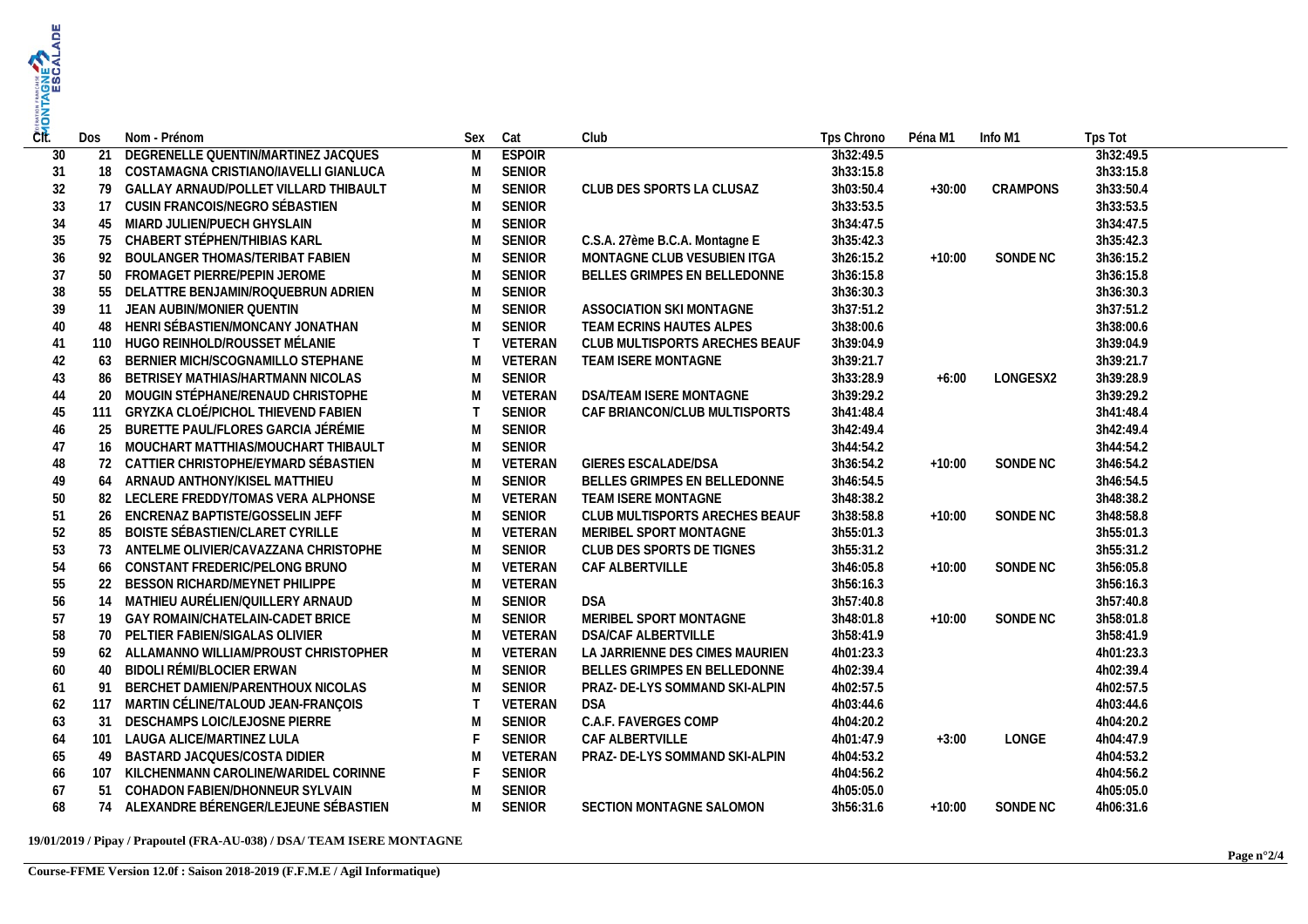| Clt. | Dos | Nom - Prénom | Sex | Cat | Club | Tps Chrono | Péna M1 | Info M1 | Tps Tot |
|---|---|---|---|---|---|---|---|---|---|
| 30 | 21 | DEGRENELLE QUENTIN/MARTINEZ JACQUES | M | ESPOIR | | 3h32:49.5 | | | 3h32:49.5 |
| 31 | 18 | COSTAMAGNA CRISTIANO/IAVELLI GIANLUCA | M | SENIOR | | 3h33:15.8 | | | 3h33:15.8 |
| 32 | 79 | GALLAY ARNAUD/POLLET VILLARD THIBAULT | M | SENIOR | CLUB DES SPORTS LA CLUSAZ | 3h03:50.4 | +30:00 | CRAMPONS | 3h33:50.4 |
| 33 | 17 | CUSIN FRANCOIS/NEGRO SÉBASTIEN | M | SENIOR | | 3h33:53.5 | | | 3h33:53.5 |
| 34 | 45 | MIARD JULIEN/PUECH GHYSLAIN | M | SENIOR | | 3h34:47.5 | | | 3h34:47.5 |
| 35 | 75 | CHABERT STÉPHEN/THIBIAS KARL | M | SENIOR | C.S.A. 27ème B.C.A. Montagne E | 3h35:42.3 | | | 3h35:42.3 |
| 36 | 92 | BOULANGER THOMAS/TERIBAT FABIEN | M | SENIOR | MONTAGNE CLUB VESUBIEN ITGA | 3h26:15.2 | +10:00 | SONDE NC | 3h36:15.2 |
| 37 | 50 | FROMAGET PIERRE/PEPIN JEROME | M | SENIOR | BELLES GRIMPES EN BELLEDONNE | 3h36:15.8 | | | 3h36:15.8 |
| 38 | 55 | DELATTRE BENJAMIN/ROQUEBRUN ADRIEN | M | SENIOR | | 3h36:30.3 | | | 3h36:30.3 |
| 39 | 11 | JEAN AUBIN/MONIER QUENTIN | M | SENIOR | ASSOCIATION SKI MONTAGNE | 3h37:51.2 | | | 3h37:51.2 |
| 40 | 48 | HENRI SÉBASTIEN/MONCANY JONATHAN | M | SENIOR | TEAM ECRINS HAUTES ALPES | 3h38:00.6 | | | 3h38:00.6 |
| 41 | 110 | HUGO REINHOLD/ROUSSET MÉLANIE | T | VETERAN | CLUB MULTISPORTS ARECHES BEAUF | 3h39:04.9 | | | 3h39:04.9 |
| 42 | 63 | BERNIER MICH/SCOGNAMILLO STEPHANE | M | VETERAN | TEAM ISERE MONTAGNE | 3h39:21.7 | | | 3h39:21.7 |
| 43 | 86 | BETRISEY MATHIAS/HARTMANN NICOLAS | M | SENIOR | | 3h33:28.9 | +6:00 | LONGESX2 | 3h39:28.9 |
| 44 | 20 | MOUGIN STÉPHANE/RENAUD CHRISTOPHE | M | VETERAN | DSA/TEAM ISERE MONTAGNE | 3h39:29.2 | | | 3h39:29.2 |
| 45 | 111 | GRYZKA CLOÉ/PICHOL THIEVEND FABIEN | T | SENIOR | CAF BRIANCON/CLUB MULTISPORTS | 3h41:48.4 | | | 3h41:48.4 |
| 46 | 25 | BURETTE PAUL/FLORES GARCIA JÉRÉMIE | M | SENIOR | | 3h42:49.4 | | | 3h42:49.4 |
| 47 | 16 | MOUCHART MATTHIAS/MOUCHART THIBAULT | M | SENIOR | | 3h44:54.2 | | | 3h44:54.2 |
| 48 | 72 | CATTIER CHRISTOPHE/EYMARD SÉBASTIEN | M | VETERAN | GIERES ESCALADE/DSA | 3h36:54.2 | +10:00 | SONDE NC | 3h46:54.2 |
| 49 | 64 | ARNAUD ANTHONY/KISEL MATTHIEU | M | SENIOR | BELLES GRIMPES EN BELLEDONNE | 3h46:54.5 | | | 3h46:54.5 |
| 50 | 82 | LECLERE FREDDY/TOMAS VERA ALPHONSE | M | VETERAN | TEAM ISERE MONTAGNE | 3h48:38.2 | | | 3h48:38.2 |
| 51 | 26 | ENCRENAZ BAPTISTE/GOSSELIN JEFF | M | SENIOR | CLUB MULTISPORTS ARECHES BEAUF | 3h38:58.8 | +10:00 | SONDE NC | 3h48:58.8 |
| 52 | 85 | BOISTE SÉBASTIEN/CLARET CYRILLE | M | VETERAN | MERIBEL SPORT MONTAGNE | 3h55:01.3 | | | 3h55:01.3 |
| 53 | 73 | ANTELME OLIVIER/CAVAZZANA CHRISTOPHE | M | SENIOR | CLUB DES SPORTS DE TIGNES | 3h55:31.2 | | | 3h55:31.2 |
| 54 | 66 | CONSTANT FREDERIC/PELONG BRUNO | M | VETERAN | CAF ALBERTVILLE | 3h46:05.8 | +10:00 | SONDE NC | 3h56:05.8 |
| 55 | 22 | BESSON RICHARD/MEYNET PHILIPPE | M | VETERAN | | 3h56:16.3 | | | 3h56:16.3 |
| 56 | 14 | MATHIEU AURÉLIEN/QUILLERY ARNAUD | M | SENIOR | DSA | 3h57:40.8 | | | 3h57:40.8 |
| 57 | 19 | GAY ROMAIN/CHATELAIN-CADET BRICE | M | SENIOR | MERIBEL SPORT MONTAGNE | 3h48:01.8 | +10:00 | SONDE NC | 3h58:01.8 |
| 58 | 70 | PELTIER FABIEN/SIGALAS OLIVIER | M | VETERAN | DSA/CAF ALBERTVILLE | 3h58:41.9 | | | 3h58:41.9 |
| 59 | 62 | ALLAMANNO WILLIAM/PROUST CHRISTOPHER | M | VETERAN | LA JARRIENNE DES CIMES MAURIEN | 4h01:23.3 | | | 4h01:23.3 |
| 60 | 40 | BIDOLI RÉMI/BLOCIER ERWAN | M | SENIOR | BELLES GRIMPES EN BELLEDONNE | 4h02:39.4 | | | 4h02:39.4 |
| 61 | 91 | BERCHET DAMIEN/PARENTHOUX NICOLAS | M | SENIOR | PRAZ- DE-LYS SOMMAND SKI-ALPIN | 4h02:57.5 | | | 4h02:57.5 |
| 62 | 117 | MARTIN CÉLINE/TALOUD JEAN-FRANÇOIS | T | VETERAN | DSA | 4h03:44.6 | | | 4h03:44.6 |
| 63 | 31 | DESCHAMPS LOIC/LEJOSNE PIERRE | M | SENIOR | C.A.F. FAVERGES COMP | 4h04:20.2 | | | 4h04:20.2 |
| 64 | 101 | LAUGA ALICE/MARTINEZ LULA | F | SENIOR | CAF ALBERTVILLE | 4h01:47.9 | +3:00 | LONGE | 4h04:47.9 |
| 65 | 49 | BASTARD JACQUES/COSTA DIDIER | M | VETERAN | PRAZ- DE-LYS SOMMAND SKI-ALPIN | 4h04:53.2 | | | 4h04:53.2 |
| 66 | 107 | KILCHENMANN CAROLINE/WARIDEL CORINNE | F | SENIOR | | 4h04:56.2 | | | 4h04:56.2 |
| 67 | 51 | COHADON FABIEN/DHONNEUR SYLVAIN | M | SENIOR | | 4h05:05.0 | | | 4h05:05.0 |
| 68 | 74 | ALEXANDRE BÉRENGER/LEJEUNE SÉBASTIEN | M | SENIOR | SECTION MONTAGNE SALOMON | 3h56:31.6 | +10:00 | SONDE NC | 4h06:31.6 |

**19/01/2019 / Pipay / Prapoutel (FRA-AU-038) / DSA/ TEAM ISERE MONTAGNE**

**Course-FFME Version 12.0f : Saison 2018-2019 (F.F.M.E / Agil Informatique)**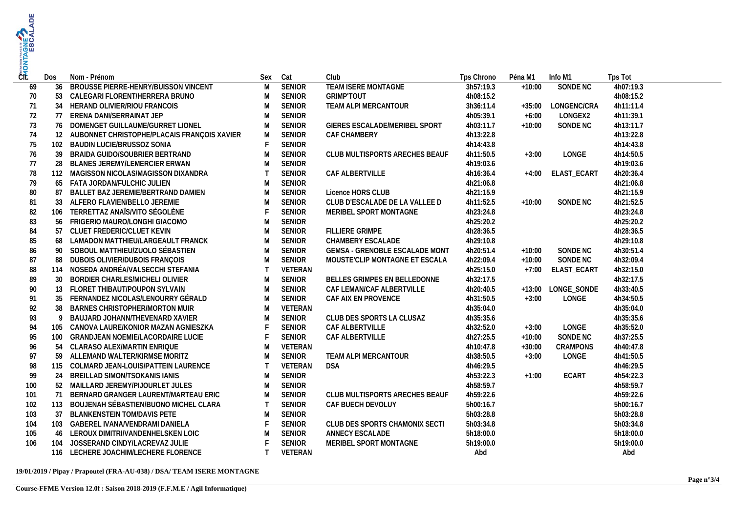| Clt. | Dos | Nom - Prénom | Sex | Cat | Club | Tps Chrono | Péna M1 | Info M1 | Tps Tot |
|---|---|---|---|---|---|---|---|---|---|
| 69 | 36 | BROUSSE PIERRE-HENRY/BUISSON VINCENT | M | SENIOR | TEAM ISERE MONTAGNE | 3h57:19.3 | +10:00 | SONDE NC | 4h07:19.3 |
| 70 | 53 | CALEGARI FLORENT/HERRERA BRUNO | M | SENIOR | GRIMP'TOUT | 4h08:15.2 | | | 4h08:15.2 |
| 71 | 34 | HERAND OLIVIER/RIOU FRANCOIS | M | SENIOR | TEAM ALPI MERCANTOUR | 3h36:11.4 | +35:00 | LONGENC/CRA | 4h11:11.4 |
| 72 | 77 | ERENA DANI/SERRAINAT JEP | M | SENIOR | | 4h05:39.1 | +6:00 | LONGEX2 | 4h11:39.1 |
| 73 | 76 | DOMENGET GUILLAUME/GURRET LIONEL | M | SENIOR | GIERES ESCALADE/MERIBEL SPORT | 4h03:11.7 | +10:00 | SONDE NC | 4h13:11.7 |
| 74 | 12 | AUBONNET CHRISTOPHE/PLACAIS FRANÇOIS XAVIER | M | SENIOR | CAF CHAMBERY | 4h13:22.8 | | | 4h13:22.8 |
| 75 | 102 | BAUDIN LUCIE/BRUSSOZ SONIA | F | SENIOR | | 4h14:43.8 | | | 4h14:43.8 |
| 76 | 39 | BRAIDA GUIDO/SOUBRIER BERTRAND | M | SENIOR | CLUB MULTISPORTS ARECHES BEAUF | 4h11:50.5 | +3:00 | LONGE | 4h14:50.5 |
| 77 | 28 | BLANES JEREMY/LEMERCIER ERWAN | M | SENIOR | | 4h19:03.6 | | | 4h19:03.6 |
| 78 | 112 | MAGISSON NICOLAS/MAGISSON DIXANDRA | T | SENIOR | CAF ALBERTVILLE | 4h16:36.4 | +4:00 | ELAST_ECART | 4h20:36.4 |
| 79 | 65 | FATA JORDAN/FULCHIC JULIEN | M | SENIOR | | 4h21:06.8 | | | 4h21:06.8 |
| 80 | 87 | BALLET BAZ JEREMIE/BERTRAND DAMIEN | M | SENIOR | Licence HORS CLUB | 4h21:15.9 | | | 4h21:15.9 |
| 81 | 33 | ALFERO FLAVIEN/BELLO JEREMIE | M | SENIOR | CLUB D'ESCALADE DE LA VALLEE D | 4h11:52.5 | +10:00 | SONDE NC | 4h21:52.5 |
| 82 | 106 | TERRETTAZ ANAÏS/VITO SÉGOLÈNE | F | SENIOR | MERIBEL SPORT MONTAGNE | 4h23:24.8 | | | 4h23:24.8 |
| 83 | 56 | FRIGERIO MAURO/LONGHI GIACOMO | M | SENIOR | | 4h25:20.2 | | | 4h25:20.2 |
| 84 | 57 | CLUET FREDERIC/CLUET KEVIN | M | SENIOR | FILLIERE GRIMPE | 4h28:36.5 | | | 4h28:36.5 |
| 85 | 68 | LAMADON MATTHIEU/LARGEAULT FRANCK | M | SENIOR | CHAMBERY ESCALADE | 4h29:10.8 | | | 4h29:10.8 |
| 86 | 90 | SOBOUL MATTHIEU/ZUOLO SÉBASTIEN | M | SENIOR | GEMSA - GRENOBLE ESCALADE MONT | 4h20:51.4 | +10:00 | SONDE NC | 4h30:51.4 |
| 87 | 88 | DUBOIS OLIVIER/DUBOIS FRANÇOIS | M | SENIOR | MOUSTE'CLIP MONTAGNE ET ESCALA | 4h22:09.4 | +10:00 | SONDE NC | 4h32:09.4 |
| 88 | 114 | NOSEDA ANDRÉA/VALSECCHI STEFANIA | T | VETERAN | | 4h25:15.0 | +7:00 | ELAST_ECART | 4h32:15.0 |
| 89 | 30 | BORDIER CHARLES/MICHELI OLIVIER | M | SENIOR | BELLES GRIMPES EN BELLEDONNE | 4h32:17.5 | | | 4h32:17.5 |
| 90 | 13 | FLORET THIBAUT/POUPON SYLVAIN | M | SENIOR | CAF LEMAN/CAF ALBERTVILLE | 4h20:40.5 | +13:00 | LONGE_SONDE | 4h33:40.5 |
| 91 | 35 | FERNANDEZ NICOLAS/LENOURRY GÉRALD | M | SENIOR | CAF AIX EN PROVENCE | 4h31:50.5 | +3:00 | LONGE | 4h34:50.5 |
| 92 | 38 | BARNES CHRISTOPHER/MORTON MUIR | M | VETERAN | | 4h35:04.0 | | | 4h35:04.0 |
| 93 | 9 | BAUJARD JOHANN/THEVENARD XAVIER | M | SENIOR | CLUB DES SPORTS LA CLUSAZ | 4h35:35.6 | | | 4h35:35.6 |
| 94 | 105 | CANOVA LAURE/KONIOR MAZAN AGNIESZKA | F | SENIOR | CAF ALBERTVILLE | 4h32:52.0 | +3:00 | LONGE | 4h35:52.0 |
| 95 | 100 | GRANDJEAN NOEMIE/LACORDAIRE LUCIE | F | SENIOR | CAF ALBERTVILLE | 4h27:25.5 | +10:00 | SONDE NC | 4h37:25.5 |
| 96 | 54 | CLARASO ALEX/MARTIN ENRIQUE | M | VETERAN | | 4h10:47.8 | +30:00 | CRAMPONS | 4h40:47.8 |
| 97 | 59 | ALLEMAND WALTER/KIRMSE MORITZ | M | SENIOR | TEAM ALPI MERCANTOUR | 4h38:50.5 | +3:00 | LONGE | 4h41:50.5 |
| 98 | 115 | COLMARD JEAN-LOUIS/PATTEIN LAURENCE | T | VETERAN | DSA | 4h46:29.5 | | | 4h46:29.5 |
| 99 | 24 | BREILLAD SIMON/TSOKANIS IANIS | M | SENIOR | | 4h53:22.3 | +1:00 | ECART | 4h54:22.3 |
| 100 | 52 | MAILLARD JEREMY/PIJOURLET JULES | M | SENIOR | | 4h58:59.7 | | | 4h58:59.7 |
| 101 | 71 | BERNARD GRANGER LAURENT/MARTEAU ERIC | M | SENIOR | CLUB MULTISPORTS ARECHES BEAUF | 4h59:22.6 | | | 4h59:22.6 |
| 102 | 113 | BOUJENAH SÉBASTIEN/BUONO MICHEL CLARA | T | SENIOR | CAF BUECH DEVOLUY | 5h00:16.7 | | | 5h00:16.7 |
| 103 | 37 | BLANKENSTEIN TOM/DAVIS PETE | M | SENIOR | | 5h03:28.8 | | | 5h03:28.8 |
| 104 | 103 | GABEREL IVANA/VENDRAMI DANIELA | F | SENIOR | CLUB DES SPORTS CHAMONIX SECTI | 5h03:34.8 | | | 5h03:34.8 |
| 105 | 46 | LEROUX DIMITRI/VANDENHELSKEN LOIC | M | SENIOR | ANNECY ESCALADE | 5h18:00.0 | | | 5h18:00.0 |
| 106 | 104 | JOSSERAND CINDY/LACREVAZ JULIE | F | SENIOR | MERIBEL SPORT MONTAGNE | 5h19:00.0 | | | 5h19:00.0 |
| | 116 | LECHERE JOACHIM/LECHERE FLORENCE | T | VETERAN | | Abd | | | Abd |

**19/01/2019 / Pipay / Prapoutel (FRA-AU-038) / DSA/ TEAM ISERE MONTAGNE**

**Course-FFME Version 12.0f : Saison 2018-2019 (F.F.M.E / Agil Informatique)**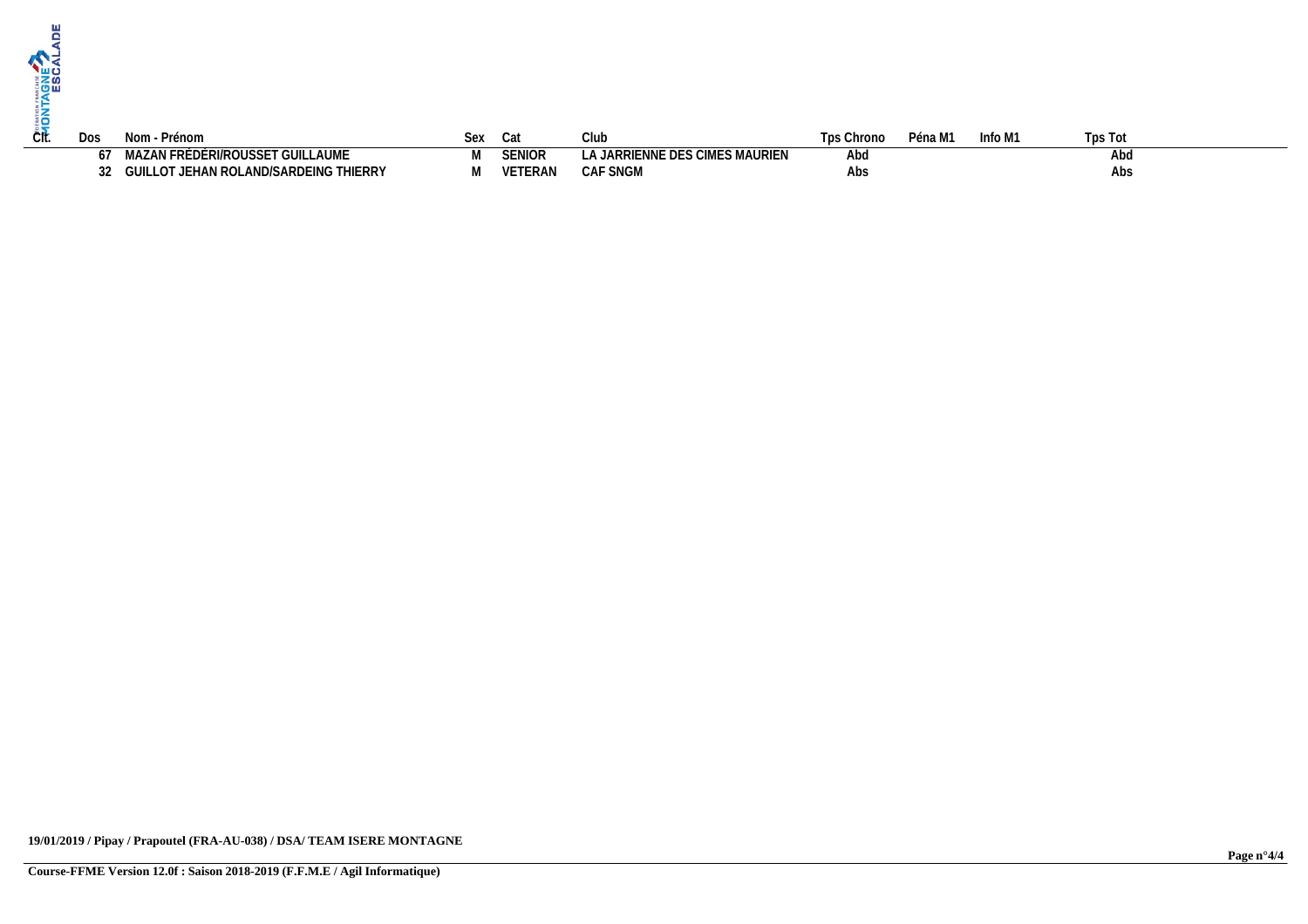| Clt. | Dos | Nom - Prénom | Sex | Cat | Club | Tps Chrono | Péna M1 | Info M1 | Tps Tot |
|---|---|---|---|---|---|---|---|---|---|
| | 67 | MAZAN FRÉDÉRI/ROUSSET GUILLAUME | M | SENIOR | LA JARRIENNE DES CIMES MAURIEN | Abd | | | Abd |
| | 32 | GUILLOT JEHAN ROLAND/SARDEING THIERRY | M | VETERAN | CAF SNGM | Abs | | | Abs |

**19/01/2019 / Pipay / Prapoutel (FRA-AU-038) / DSA/ TEAM ISERE MONTAGNE**

**Course-FFME Version 12.0f : Saison 2018-2019 (F.F.M.E / Agil Informatique)**